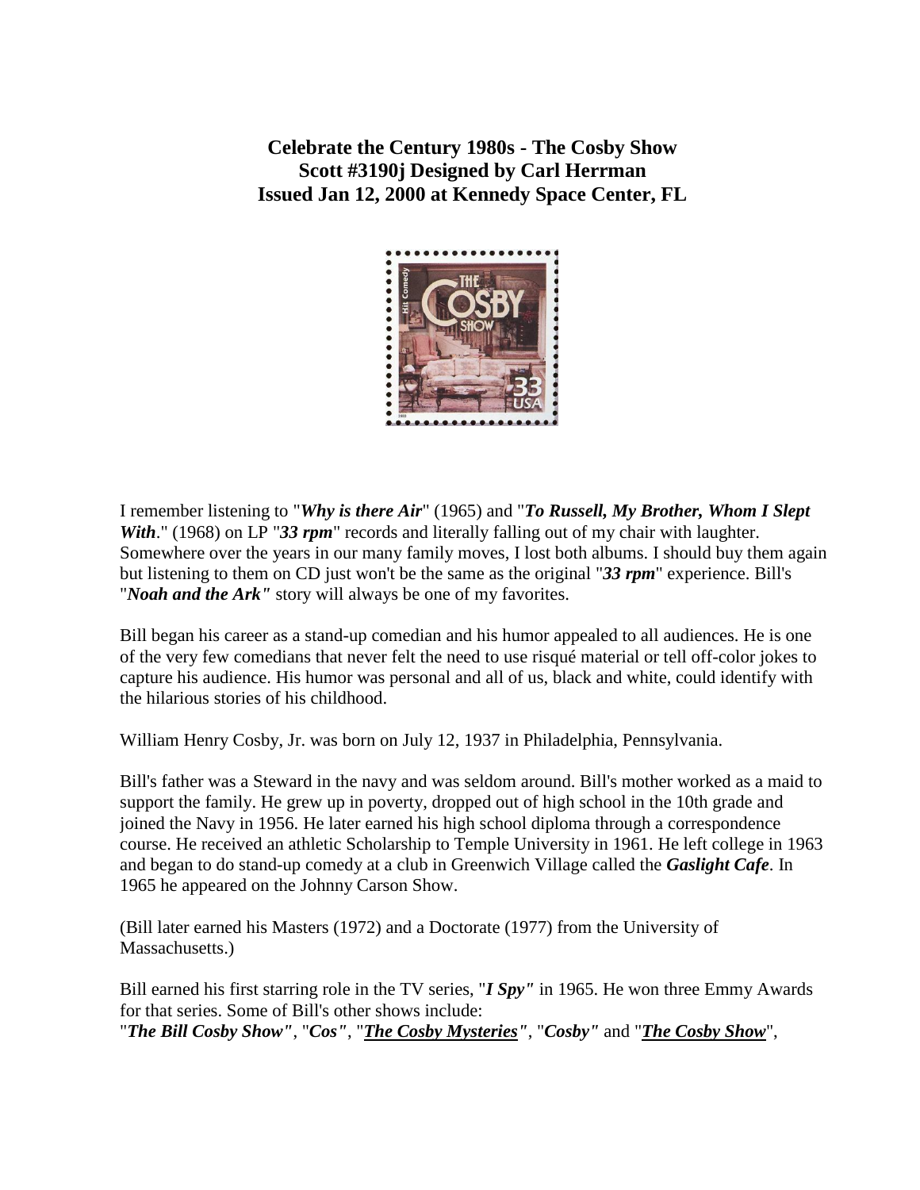**Celebrate the Century 1980s - The Cosby Show**
**Scott #3190j Designed by Carl Herrman**
**Issued Jan 12, 2000 at Kennedy Space Center, FL**

I remember listening to "***Why is there Air***" (1965) and "***To Russell, My Brother, Whom I Slept With***." (1968) on LP "***33 rpm***" records and literally falling out of my chair with laughter. Somewhere over the years in our many family moves, I lost both albums. I should buy them again but listening to them on CD just won't be the same as the original "***33 rpm***" experience. Bill's "***Noah and the Ark"*** story will always be one of my favorites.

Bill began his career as a stand-up comedian and his humor appealed to all audiences. He is one of the very few comedians that never felt the need to use risqué material or tell off-color jokes to capture his audience. His humor was personal and all of us, black and white, could identify with the hilarious stories of his childhood.

William Henry Cosby, Jr. was born on July 12, 1937 in Philadelphia, Pennsylvania.

Bill's father was a Steward in the navy and was seldom around. Bill's mother worked as a maid to support the family. He grew up in poverty, dropped out of high school in the 10th grade and joined the Navy in 1956. He later earned his high school diploma through a correspondence course. He received an athletic Scholarship to Temple University in 1961. He left college in 1963 and began to do stand-up comedy at a club in Greenwich Village called the ***Gaslight Cafe***. In 1965 he appeared on the Johnny Carson Show.

(Bill later earned his Masters (1972) and a Doctorate (1977) from the University of Massachusetts.)

Bill earned his first starring role in the TV series, "***I Spy"*** in 1965. He won three Emmy Awards for that series. Some of Bill's other shows include:
"***The Bill Cosby Show"***, "***Cos"***, "***The Cosby Mysteries"***, "***Cosby"*** and "***The Cosby Show***",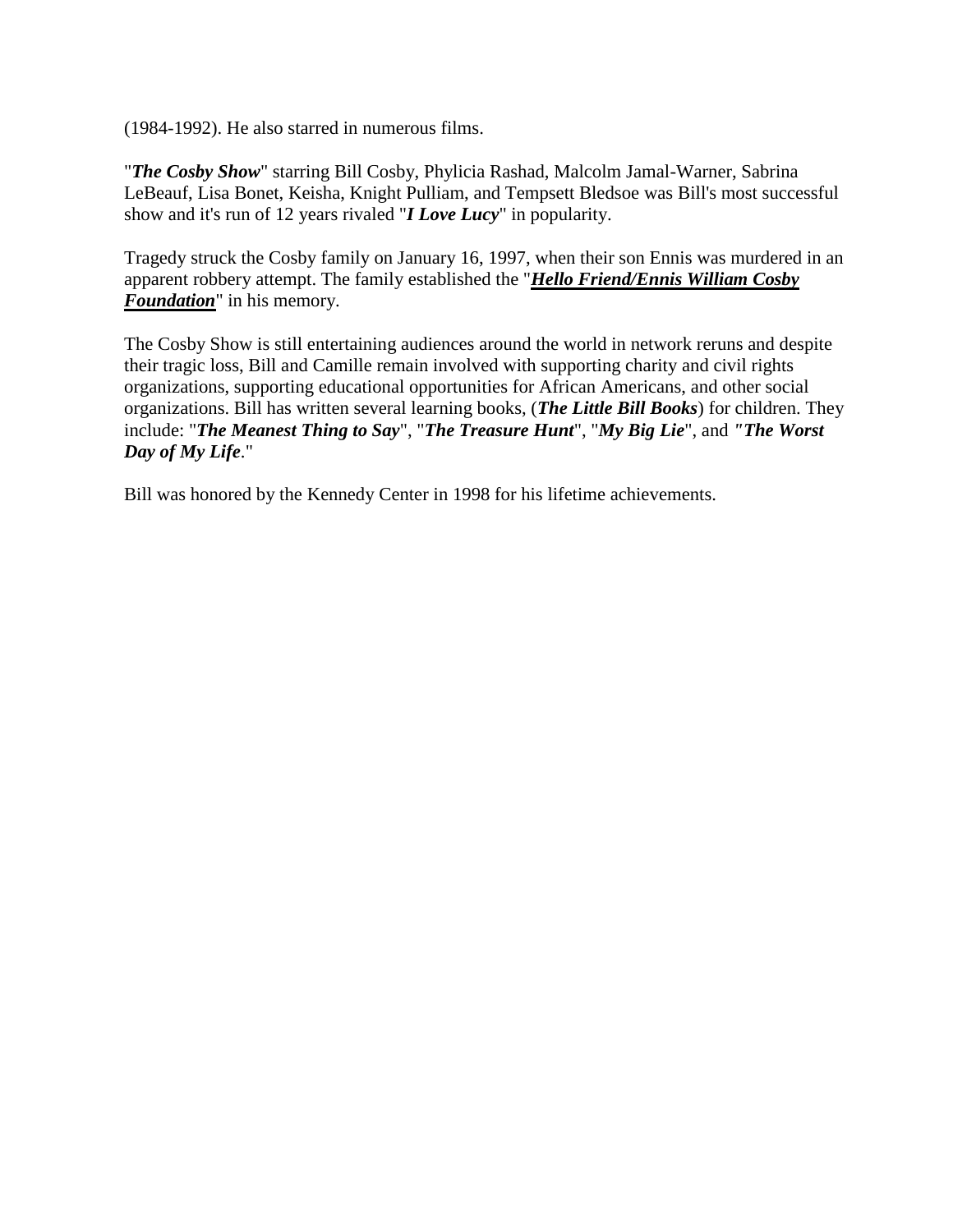(1984-1992). He also starred in numerous films.

"***The Cosby Show***" starring Bill Cosby, Phylicia Rashad, Malcolm Jamal-Warner, Sabrina LeBeauf, Lisa Bonet, Keisha, Knight Pulliam, and Tempsett Bledsoe was Bill's most successful show and it's run of 12 years rivaled "***I Love Lucy***" in popularity.

Tragedy struck the Cosby family on January 16, 1997, when their son Ennis was murdered in an apparent robbery attempt. The family established the "***Hello Friend/Ennis William Cosby Foundation***" in his memory.

The Cosby Show is still entertaining audiences around the world in network reruns and despite their tragic loss, Bill and Camille remain involved with supporting charity and civil rights organizations, supporting educational opportunities for African Americans, and other social organizations. Bill has written several learning books, (***The Little Bill Books***) for children. They include: "***The Meanest Thing to Say***", "***The Treasure Hunt***", "***My Big Lie***", and ***"The Worst Day of My Life***."

Bill was honored by the Kennedy Center in 1998 for his lifetime achievements.